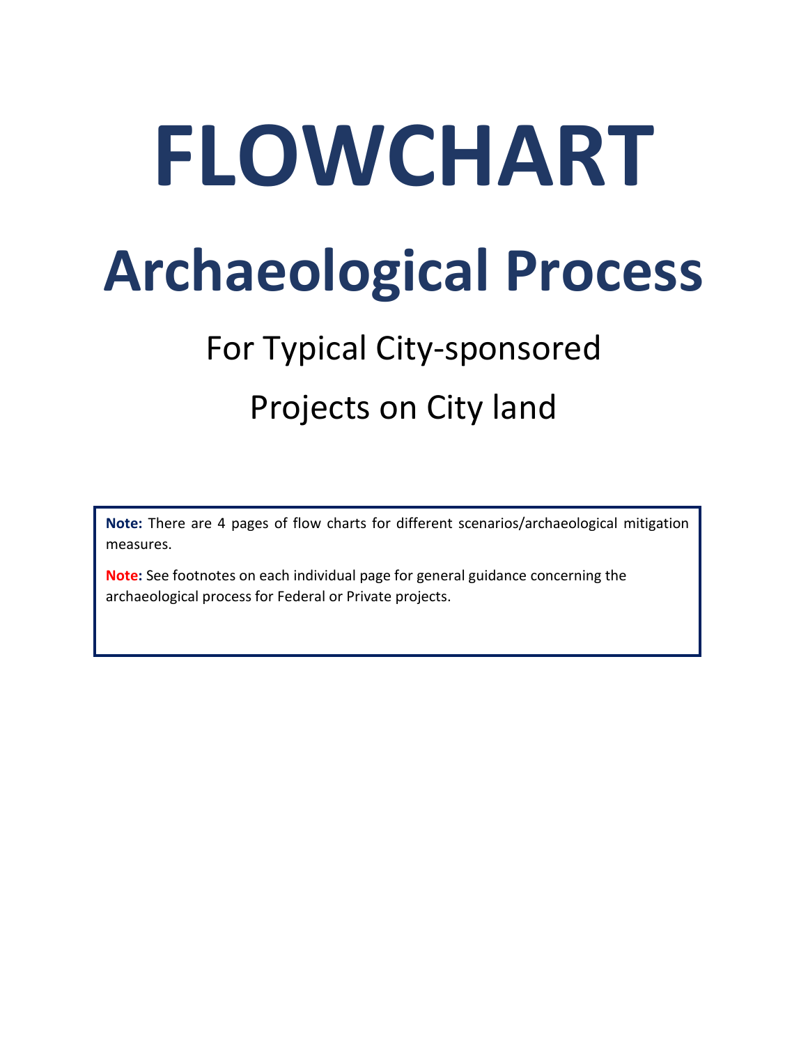# FLOWCHART

# Archaeological Process

## For Typical City-sponsored Projects on City land

**Note:** There are 4 pages of flow charts for different scenarios/archaeological mitigation measures.

**Note:** See footnotes on each individual page for general guidance concerning the archaeological process for Federal or Private projects.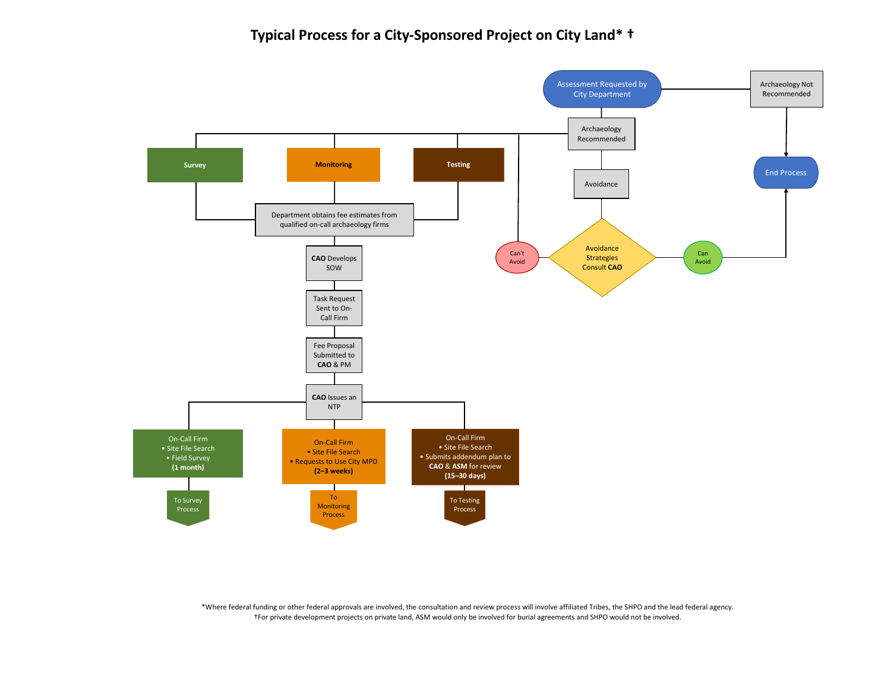# Typical Process for a City-Sponsored Project on City Land* †

Assessment Requested by City Department

Archaeology Not Recommended

Archaeology Recommended

End Process

Survey

Monitoring

Testing

Avoidance

Department obtains fee estimates from qualified on-call archaeology firms

Can't Avoid

Avoidance Strategies Consult **CAO**

Can Avoid

**CAO** Develops SOW

Task Request Sent to On-Call Firm

Fee Proposal Submitted to **CAO** & PM

**CAO** Issues an NTP

On-Call Firm
- Site File Search
- Field Survey

**(1 month)**

On-Call Firm
- Site File Search
- Requests to Use City MPD

**(2–3 weeks)**

On-Call Firm
- Site File Search
- Submits addendum plan to **CAO** & **ASM** for review

**(15–30 days)**

To Survey Process

To Monitoring Process

To Testing Process

*Where federal funding or other federal approvals are involved, the consultation and review process will involve affiliated Tribes, the SHPO and the lead federal agency.

†For private development projects on private land, ASM would only be involved for burial agreements and SHPO would not be involved.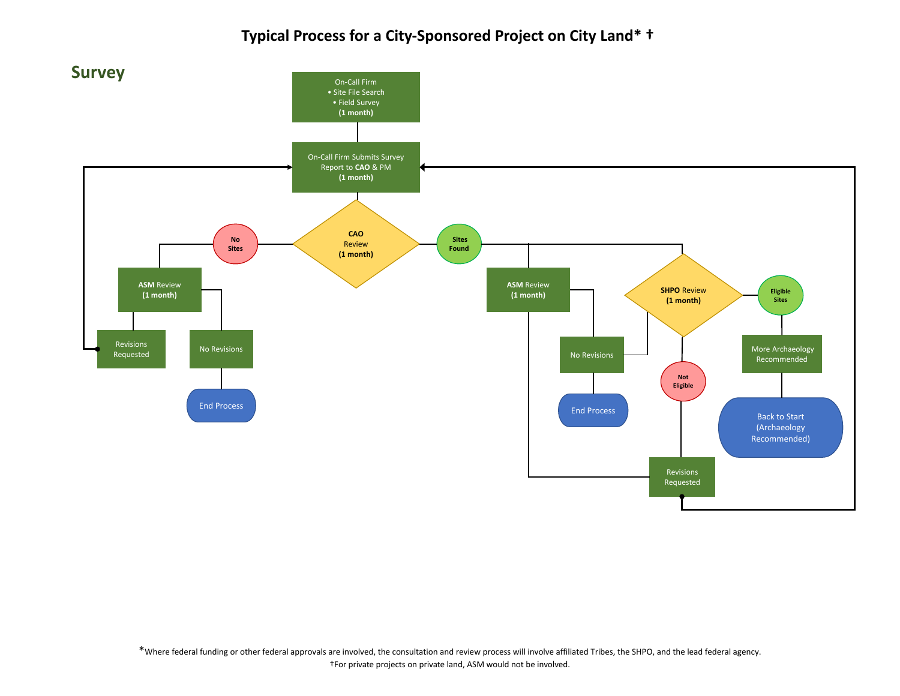# Typical Process for a City-Sponsored Project on City Land* †

## Survey

On-Call Firm
- Site File Search
- Field Survey

**(1 month)**

On-Call Firm Submits Survey Report to **CAO** & PM
**(1 month)**

**CAO** Review
**(1 month)**

**No Sites**

**ASM** Review
**(1 month)**

Revisions Requested

No Revisions

End Process

**Sites Found**

**ASM** Review
**(1 month)**

No Revisions

End Process

**SHPO** Review
**(1 month)**

**Not Eligible**

Revisions Requested

**Eligible Sites**

More Archaeology Recommended

Back to Start (Archaeology Recommended)

*Where federal funding or other federal approvals are involved, the consultation and review process will involve affiliated Tribes, the SHPO, and the lead federal agency.

†For private projects on private land, ASM would not be involved.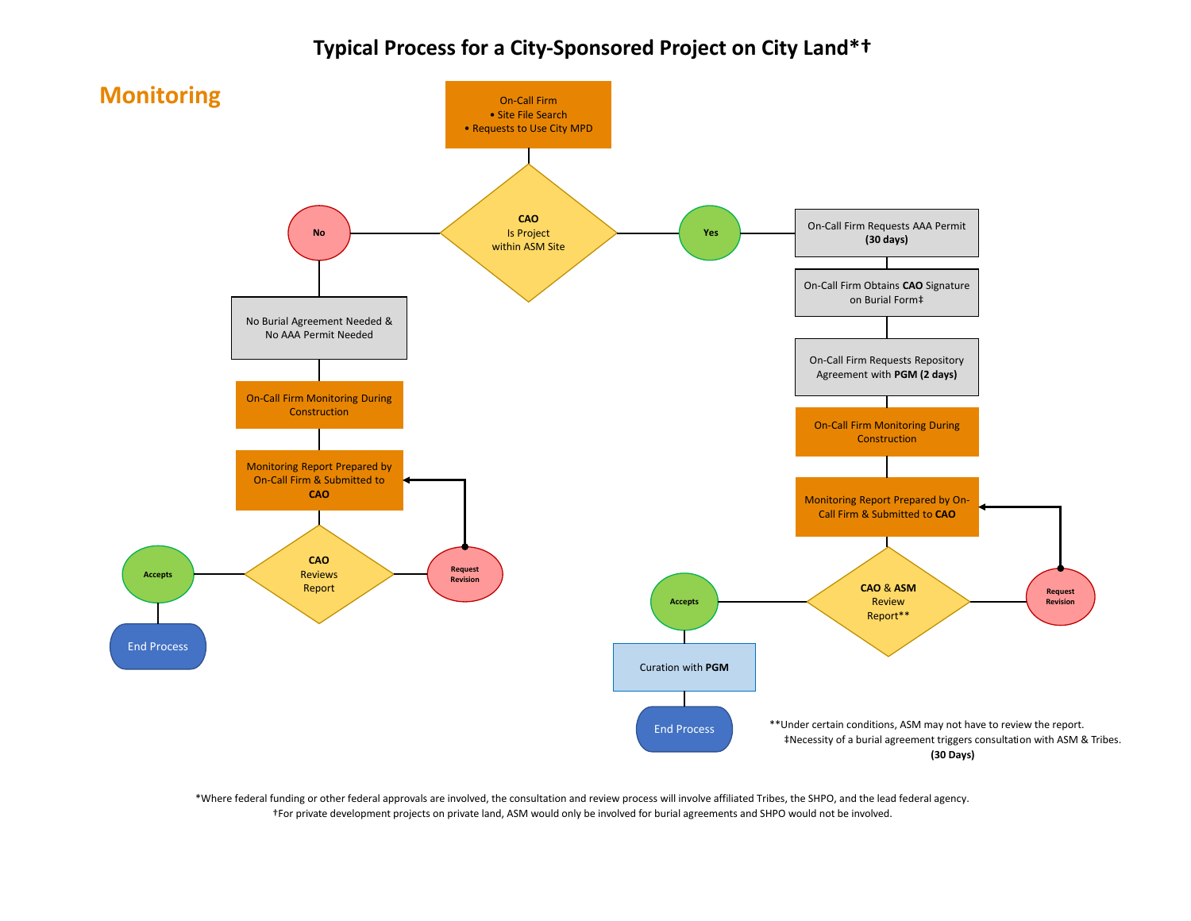# Typical Process for a City-Sponsored Project on City Land*†

## Monitoring

**On-Call Firm**
- Site File Search
- Requests to Use City MPD

**CAO** – Is Project within ASM Site?

**No:**

1. No Burial Agreement Needed & No AAA Permit Needed
2. On-Call Firm Monitoring During Construction
3. Monitoring Report Prepared by On-Call Firm & Submitted to **CAO**
4. **CAO** Reviews Report
   - Request Revision → return to Monitoring Report Prepared by On-Call Firm & Submitted to **CAO**
   - Accepts → End Process

**Yes:**

1. On-Call Firm Requests AAA Permit **(30 days)**
2. On-Call Firm Obtains **CAO** Signature on Burial Form‡
3. On-Call Firm Requests Repository Agreement with **PGM (2 days)**
4. On-Call Firm Monitoring During Construction
5. Monitoring Report Prepared by On-Call Firm & Submitted to **CAO**
6. **CAO & ASM** Review Report**
   - Request Revision → return to Monitoring Report Prepared by On-Call Firm & Submitted to **CAO**
   - Accepts → Curation with **PGM** → End Process

**Under certain conditions, ASM may not have to review the report.

‡Necessity of a burial agreement triggers consultation with ASM & Tribes. **(30 Days)**

*Where federal funding or other federal approvals are involved, the consultation and review process will involve affiliated Tribes, the SHPO, and the lead federal agency.

†For private development projects on private land, ASM would only be involved for burial agreements and SHPO would not be involved.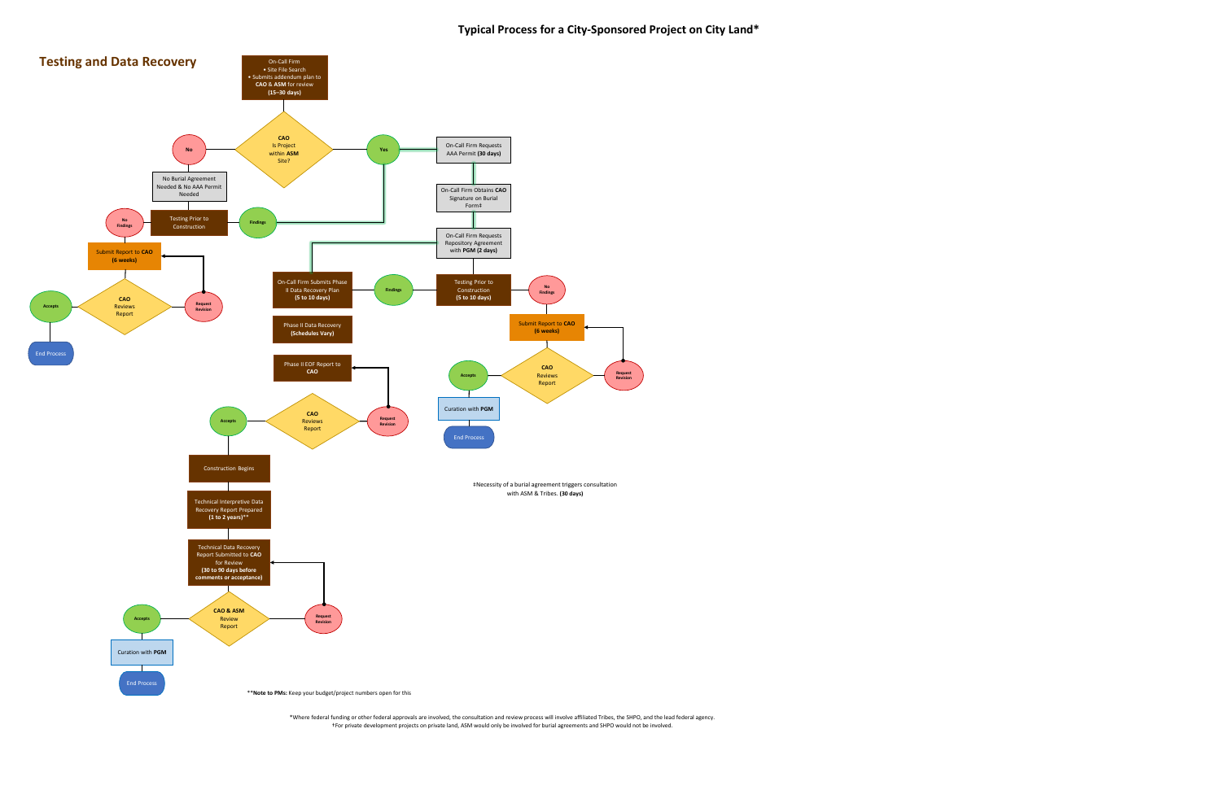# Typical Process for a City-Sponsored Project on City Land*

## Testing and Data Recovery

On-Call Firm
• Site File Search
• Submits addendum plan to **CAO** & **ASM** for review
**(15–30 days)**

**CAO**
Is Project within **ASM** Site?

No

No Burial Agreement Needed & No AAA Permit Needed

Testing Prior to Construction

No Findings

Findings

Submit Report to **CAO**
**(6 weeks)**

**CAO**
Reviews
Report

Accepts

Request Revision

End Process

Yes

On-Call Firm Requests AAA Permit **(30 days)**

On-Call Firm Obtains **CAO** Signature on Burial Form‡

On-Call Firm Requests Repository Agreement with **PGM** **(2 days)**

Testing Prior to Construction
**(5 to 10 days)**

No Findings

Submit Report to **CAO**
**(6 weeks)**

**CAO**
Reviews
Report

Accepts

Request Revision

Curation with **PGM**

End Process

Findings

On-Call Firm Submits Phase II Data Recovery Plan
**(5 to 10 days)**

Phase II Data Recovery
**(Schedules Vary)**

Phase II EOF Report to **CAO**

**CAO**
Reviews
Report

Accepts

Request Revision

Construction Begins

Technical Interpretive Data Recovery Report Prepared
**(1 to 2 years)****

Technical Data Recovery Report Submitted to **CAO** for Review
**(30 to 90 days before comments or acceptance)**

**CAO & ASM**
Review
Report

Accepts

Request Revision

Curation with **PGM**

End Process

‡Necessity of a burial agreement triggers consultation with ASM & Tribes. **(30 days)**

****Note to PMs:** Keep your budget/project numbers open for this

*Where federal funding or other federal approvals are involved, the consultation and review process will involve affiliated Tribes, the SHPO, and the lead federal agency.
†For private development projects on private land, ASM would only be involved for burial agreements and SHPO would not be involved.